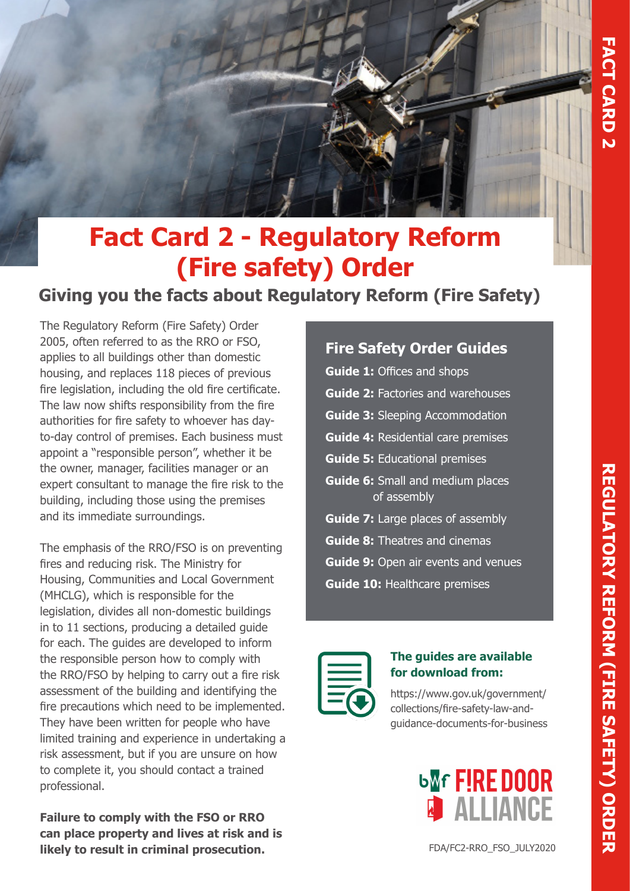# Fact Card 2 - Regulatory Reform (Fire safety) Order

## Giving you the facts about Regulatory Reform (Fire Safety)

The Regulatory Reform (Fire Safety) Order 2005, often referred to as the RRO or FSO, applies to all buildings other than domestic housing, and replaces 118 pieces of previous fire legislation, including the old fire certificate. The law now shifts responsibility from the fire authorities for fire safety to whoever has day-to-day control of premises. Each business must appoint a "responsible person", whether it be the owner, manager, facilities manager or an expert consultant to manage the fire risk to the building, including those using the premises and its immediate surroundings.

The emphasis of the RRO/FSO is on preventing fires and reducing risk. The Ministry for Housing, Communities and Local Government (MHCLG), which is responsible for the legislation, divides all non-domestic buildings in to 11 sections, producing a detailed guide for each. The guides are developed to inform the responsible person how to comply with the RRO/FSO by helping to carry out a fire risk assessment of the building and identifying the fire precautions which need to be implemented. They have been written for people who have limited training and experience in undertaking a risk assessment, but if you are unsure on how to complete it, you should contact a trained professional.

**Failure to comply with the FSO or RRO can place property and lives at risk and is likely to result in criminal prosecution.**

### Fire Safety Order Guides

**Guide 1:** Offices and shops
**Guide 2:** Factories and warehouses
**Guide 3:** Sleeping Accommodation
**Guide 4:** Residential care premises
**Guide 5:** Educational premises
**Guide 6:** Small and medium places of assembly
**Guide 7:** Large places of assembly
**Guide 8:** Theatres and cinemas
**Guide 9:** Open air events and venues
**Guide 10:** Healthcare premises

**The guides are available for download from:**

https://www.gov.uk/government/collections/fire-safety-law-and-guidance-documents-for-business

FDA/FC2-RRO_FSO_JULY2020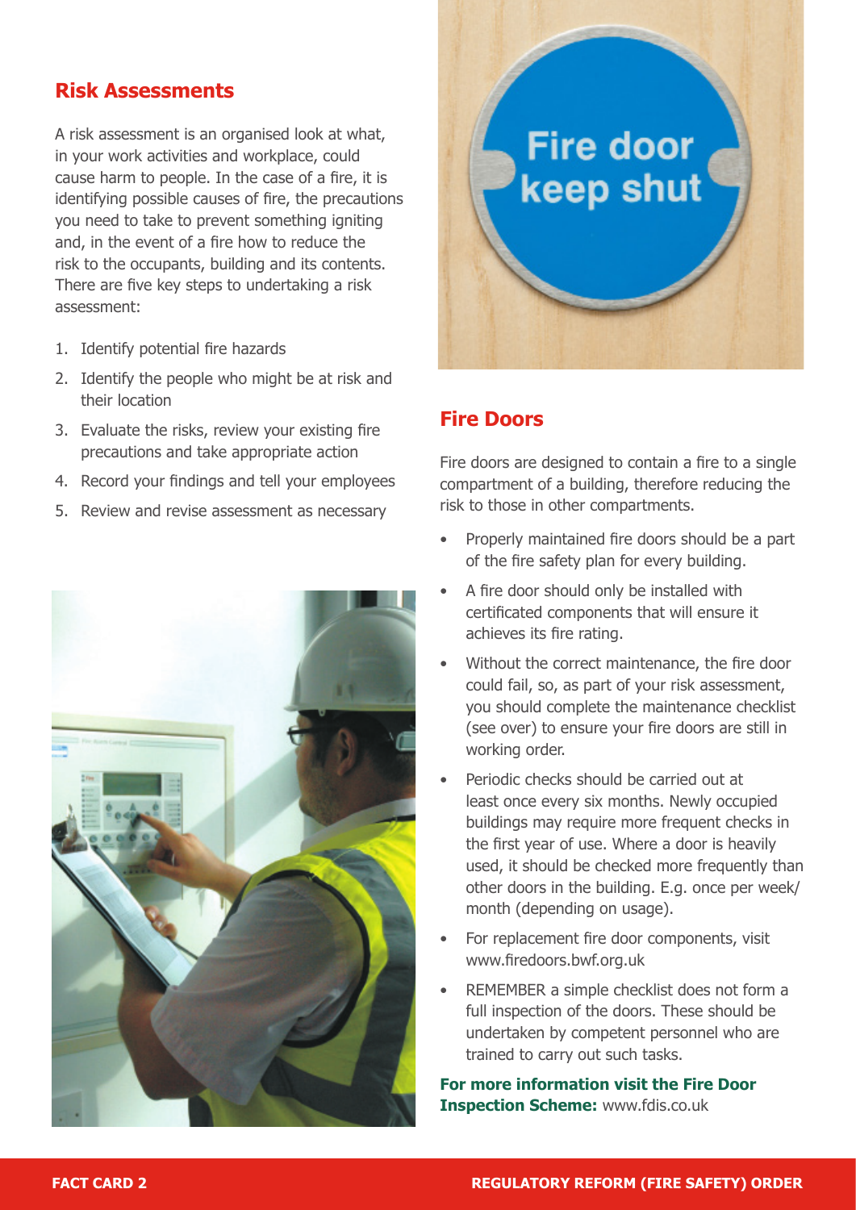## Risk Assessments

A risk assessment is an organised look at what, in your work activities and workplace, could cause harm to people. In the case of a fire, it is identifying possible causes of fire, the precautions you need to take to prevent something igniting and, in the event of a fire how to reduce the risk to the occupants, building and its contents. There are five key steps to undertaking a risk assessment:

1. Identify potential fire hazards
2. Identify the people who might be at risk and their location
3. Evaluate the risks, review your existing fire precautions and take appropriate action
4. Record your findings and tell your employees
5. Review and revise assessment as necessary

## Fire Doors

Fire doors are designed to contain a fire to a single compartment of a building, therefore reducing the risk to those in other compartments.

- Properly maintained fire doors should be a part of the fire safety plan for every building.
- A fire door should only be installed with certificated components that will ensure it achieves its fire rating.
- Without the correct maintenance, the fire door could fail, so, as part of your risk assessment, you should complete the maintenance checklist (see over) to ensure your fire doors are still in working order.
- Periodic checks should be carried out at least once every six months. Newly occupied buildings may require more frequent checks in the first year of use. Where a door is heavily used, it should be checked more frequently than other doors in the building. E.g. once per week/ month (depending on usage).
- For replacement fire door components, visit www.firedoors.bwf.org.uk
- REMEMBER a simple checklist does not form a full inspection of the doors. These should be undertaken by competent personnel who are trained to carry out such tasks.

**For more information visit the Fire Door Inspection Scheme:** www.fdis.co.uk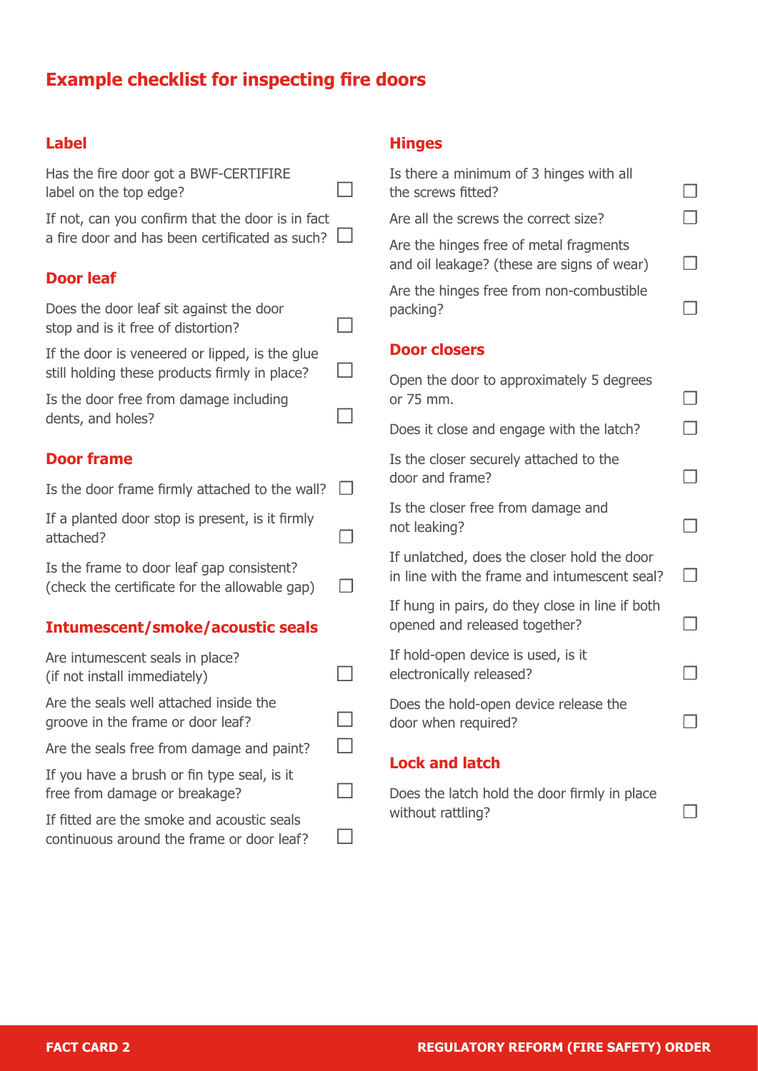# Example checklist for inspecting fire doors

## Label

- [ ] Has the fire door got a BWF-CERTIFIRE label on the top edge?
- [ ] If not, can you confirm that the door is in fact a fire door and has been certificated as such?

## Door leaf

- [ ] Does the door leaf sit against the door stop and is it free of distortion?
- [ ] If the door is veneered or lipped, is the glue still holding these products firmly in place?
- [ ] Is the door free from damage including dents, and holes?

## Door frame

- [ ] Is the door frame firmly attached to the wall?
- [ ] If a planted door stop is present, is it firmly attached?
- [ ] Is the frame to door leaf gap consistent? (check the certificate for the allowable gap)

## Intumescent/smoke/acoustic seals

- [ ] Are intumescent seals in place? (if not install immediately)
- [ ] Are the seals well attached inside the groove in the frame or door leaf?
- [ ] Are the seals free from damage and paint?
- [ ] If you have a brush or fin type seal, is it free from damage or breakage?
- [ ] If fitted are the smoke and acoustic seals continuous around the frame or door leaf?

## Hinges

- [ ] Is there a minimum of 3 hinges with all the screws fitted?
- [ ] Are all the screws the correct size?
- [ ] Are the hinges free of metal fragments and oil leakage? (these are signs of wear)
- [ ] Are the hinges free from non-combustible packing?

## Door closers

- [ ] Open the door to approximately 5 degrees or 75 mm.
- [ ] Does it close and engage with the latch?
- [ ] Is the closer securely attached to the door and frame?
- [ ] Is the closer free from damage and not leaking?
- [ ] If unlatched, does the closer hold the door in line with the frame and intumescent seal?
- [ ] If hung in pairs, do they close in line if both opened and released together?
- [ ] If hold-open device is used, is it electronically released?
- [ ] Does the hold-open device release the door when required?

## Lock and latch

- [ ] Does the latch hold the door firmly in place without rattling?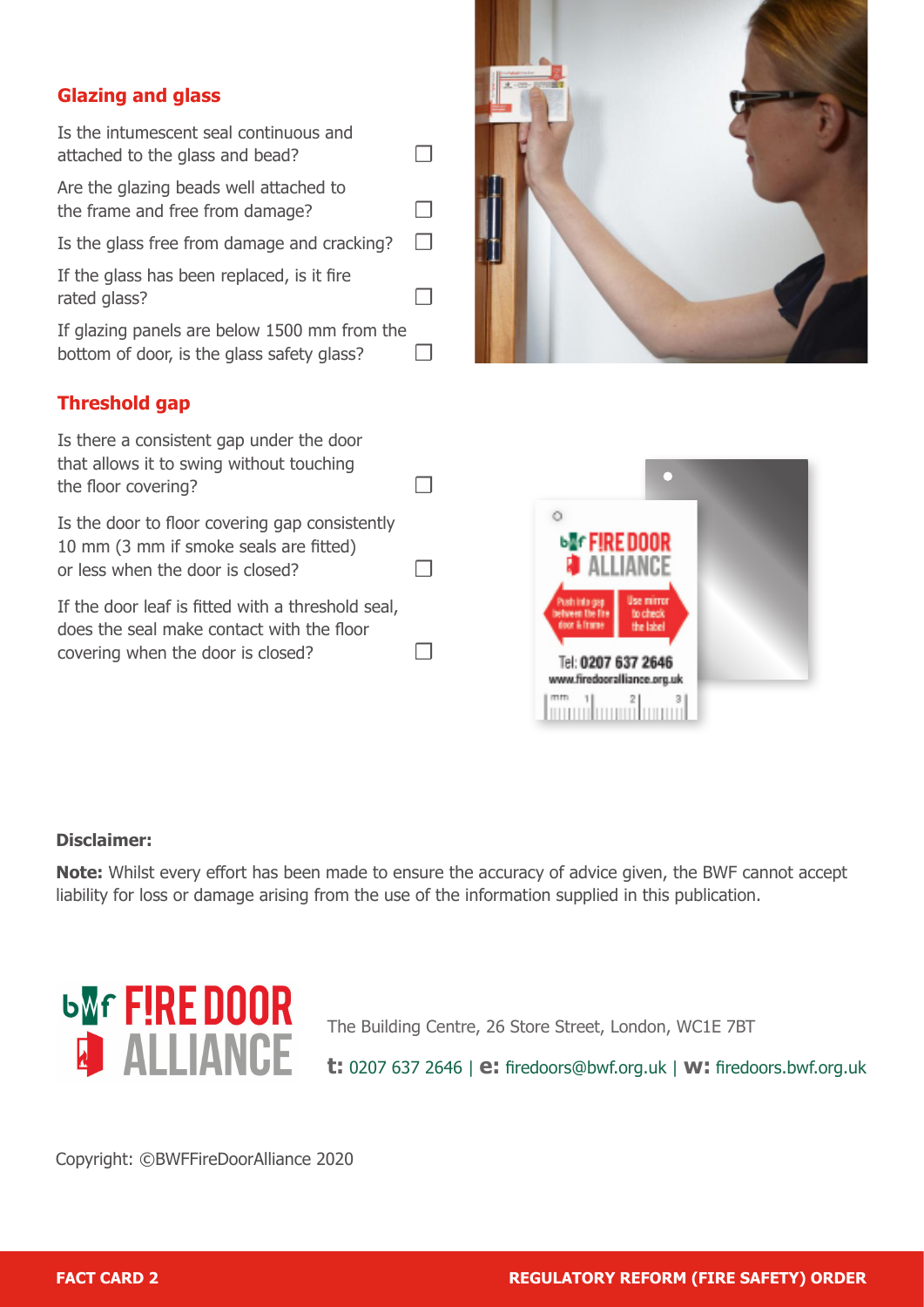## Glazing and glass

- Is the intumescent seal continuous and attached to the glass and bead? ☐
- Are the glazing beads well attached to the frame and free from damage? ☐
- Is the glass free from damage and cracking? ☐
- If the glass has been replaced, is it fire rated glass? ☐
- If glazing panels are below 1500 mm from the bottom of door, is the glass safety glass? ☐

## Threshold gap

- Is there a consistent gap under the door that allows it to swing without touching the floor covering? ☐
- Is the door to floor covering gap consistently 10 mm (3 mm if smoke seals are fitted) or less when the door is closed? ☐
- If the door leaf is fitted with a threshold seal, does the seal make contact with the floor covering when the door is closed? ☐

**Disclaimer:**

**Note:** Whilst every effort has been made to ensure the accuracy of advice given, the BWF cannot accept liability for loss or damage arising from the use of the information supplied in this publication.

BWF FIRE DOOR ALLIANCE

The Building Centre, 26 Store Street, London, WC1E 7BT

**t:** 0207 637 2646 | **e:** firedoors@bwf.org.uk | **w:** firedoors.bwf.org.uk

Copyright: ©BWFFireDoorAlliance 2020

**FACT CARD 2** **REGULATORY REFORM (FIRE SAFETY) ORDER**